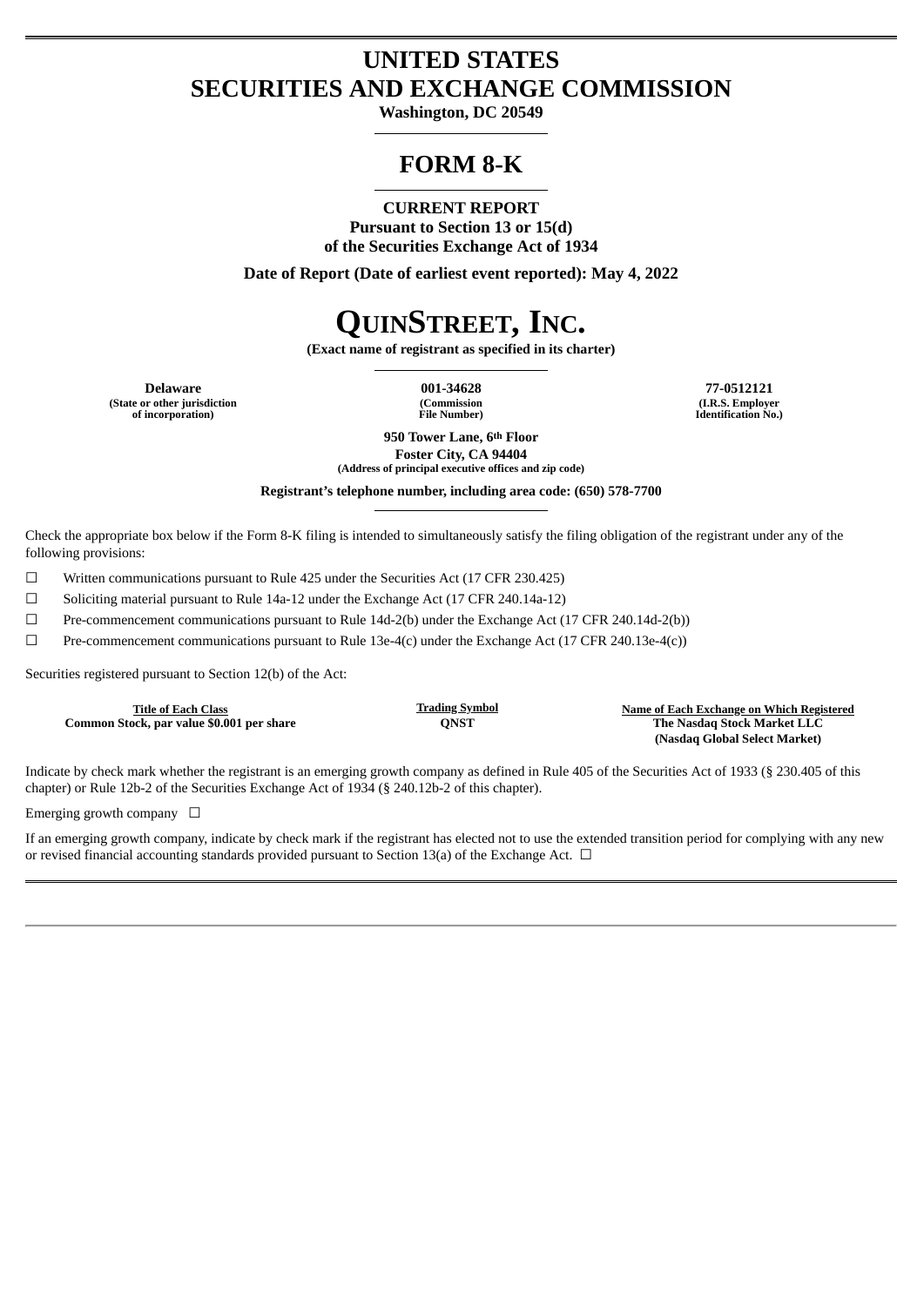# UNITED STATES
# SECURITIES AND EXCHANGE COMMISSION

**Washington, DC 20549**

# FORM 8-K

**CURRENT REPORT**
**Pursuant to Section 13 or 15(d)**
**of the Securities Exchange Act of 1934**

**Date of Report (Date of earliest event reported): May 4, 2022**

# QUINSTREET, INC.

**(Exact name of registrant as specified in its charter)**

| **Delaware** | **001-34628** | **77-0512121** |
|---|---|---|
| **(State or other jurisdiction of incorporation)** | **(Commission File Number)** | **(I.R.S. Employer Identification No.)** |

**950 Tower Lane, 6th Floor**
**Foster City, CA 94404**
**(Address of principal executive offices and zip code)**

**Registrant's telephone number, including area code: (650) 578-7700**

Check the appropriate box below if the Form 8-K filing is intended to simultaneously satisfy the filing obligation of the registrant under any of the following provisions:

☐ Written communications pursuant to Rule 425 under the Securities Act (17 CFR 230.425)

☐ Soliciting material pursuant to Rule 14a-12 under the Exchange Act (17 CFR 240.14a-12)

☐ Pre-commencement communications pursuant to Rule 14d-2(b) under the Exchange Act (17 CFR 240.14d-2(b))

☐ Pre-commencement communications pursuant to Rule 13e-4(c) under the Exchange Act (17 CFR 240.13e-4(c))

Securities registered pursuant to Section 12(b) of the Act:

| Title of Each Class | Trading Symbol | Name of Each Exchange on Which Registered |
|---|---|---|
| **Common Stock, par value $0.001 per share** | **QNST** | **The Nasdaq Stock Market LLC (Nasdaq Global Select Market)** |

Indicate by check mark whether the registrant is an emerging growth company as defined in Rule 405 of the Securities Act of 1933 (§ 230.405 of this chapter) or Rule 12b-2 of the Securities Exchange Act of 1934 (§ 240.12b-2 of this chapter).

Emerging growth company ☐

If an emerging growth company, indicate by check mark if the registrant has elected not to use the extended transition period for complying with any new or revised financial accounting standards provided pursuant to Section 13(a) of the Exchange Act. ☐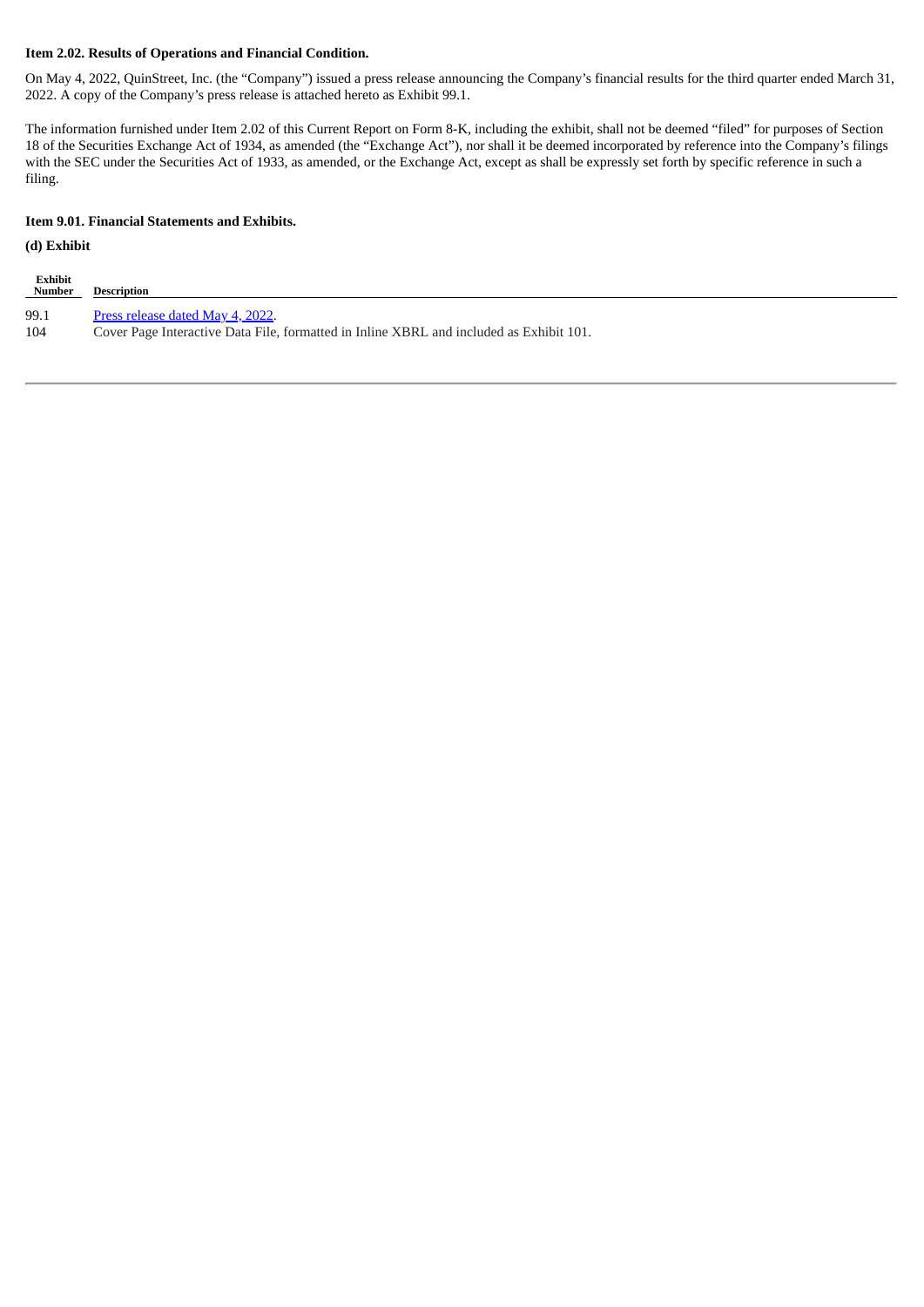**Item 2.02. Results of Operations and Financial Condition.**

On May 4, 2022, QuinStreet, Inc. (the "Company") issued a press release announcing the Company's financial results for the third quarter ended March 31, 2022. A copy of the Company's press release is attached hereto as Exhibit 99.1.

The information furnished under Item 2.02 of this Current Report on Form 8-K, including the exhibit, shall not be deemed "filed" for purposes of Section 18 of the Securities Exchange Act of 1934, as amended (the "Exchange Act"), nor shall it be deemed incorporated by reference into the Company's filings with the SEC under the Securities Act of 1933, as amended, or the Exchange Act, except as shall be expressly set forth by specific reference in such a filing.

**Item 9.01. Financial Statements and Exhibits.**

**(d) Exhibit**

| Exhibit Number | Description |
|---|---|
| 99.1 | Press release dated May 4, 2022. |
| 104 | Cover Page Interactive Data File, formatted in Inline XBRL and included as Exhibit 101. |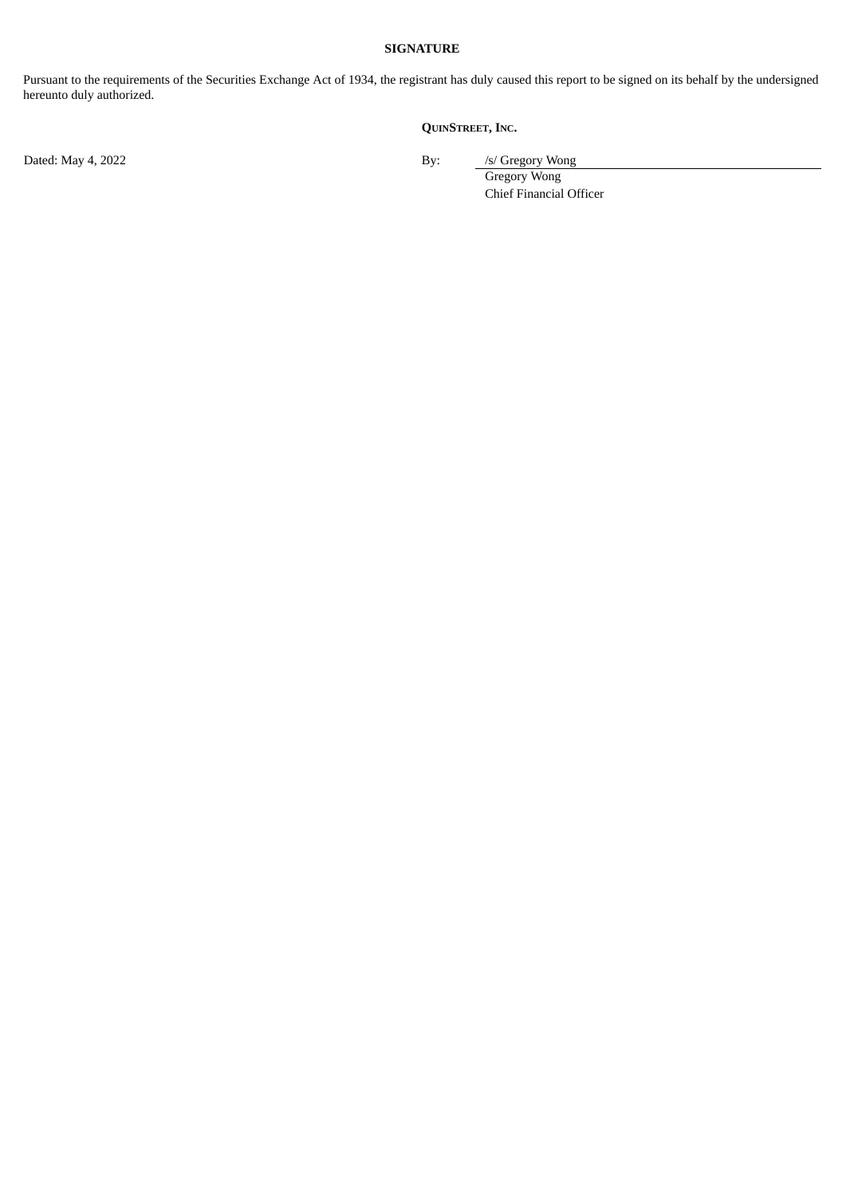**SIGNATURE**

Pursuant to the requirements of the Securities Exchange Act of 1934, the registrant has duly caused this report to be signed on its behalf by the undersigned hereunto duly authorized.

**QUINSTREET, INC.**

Dated: May 4, 2022

By: /s/ Gregory Wong
Gregory Wong
Chief Financial Officer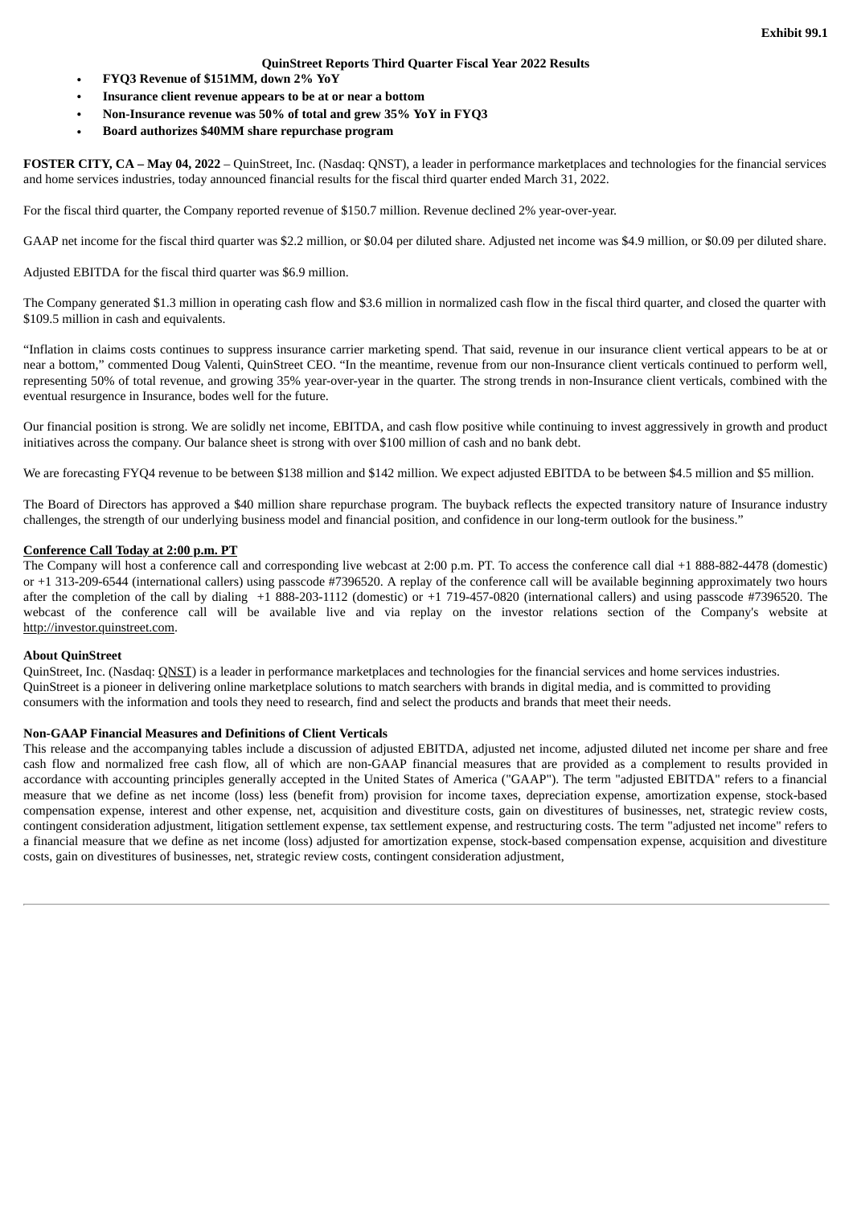Exhibit 99.1

**QuinStreet Reports Third Quarter Fiscal Year 2022 Results**

- **FYQ3 Revenue of $151MM, down 2% YoY**
- **Insurance client revenue appears to be at or near a bottom**
- **Non-Insurance revenue was 50% of total and grew 35% YoY in FYQ3**
- **Board authorizes $40MM share repurchase program**

**FOSTER CITY, CA – May 04, 2022** – QuinStreet, Inc. (Nasdaq: QNST), a leader in performance marketplaces and technologies for the financial services and home services industries, today announced financial results for the fiscal third quarter ended March 31, 2022.

For the fiscal third quarter, the Company reported revenue of $150.7 million. Revenue declined 2% year-over-year.

GAAP net income for the fiscal third quarter was $2.2 million, or $0.04 per diluted share. Adjusted net income was $4.9 million, or $0.09 per diluted share.

Adjusted EBITDA for the fiscal third quarter was $6.9 million.

The Company generated $1.3 million in operating cash flow and $3.6 million in normalized cash flow in the fiscal third quarter, and closed the quarter with $109.5 million in cash and equivalents.

"Inflation in claims costs continues to suppress insurance carrier marketing spend. That said, revenue in our insurance client vertical appears to be at or near a bottom," commented Doug Valenti, QuinStreet CEO. "In the meantime, revenue from our non-Insurance client verticals continued to perform well, representing 50% of total revenue, and growing 35% year-over-year in the quarter. The strong trends in non-Insurance client verticals, combined with the eventual resurgence in Insurance, bodes well for the future.

Our financial position is strong. We are solidly net income, EBITDA, and cash flow positive while continuing to invest aggressively in growth and product initiatives across the company. Our balance sheet is strong with over $100 million of cash and no bank debt.

We are forecasting FYQ4 revenue to be between $138 million and $142 million. We expect adjusted EBITDA to be between $4.5 million and $5 million.

The Board of Directors has approved a $40 million share repurchase program. The buyback reflects the expected transitory nature of Insurance industry challenges, the strength of our underlying business model and financial position, and confidence in our long-term outlook for the business."

**Conference Call Today at 2:00 p.m. PT**

The Company will host a conference call and corresponding live webcast at 2:00 p.m. PT. To access the conference call dial +1 888-882-4478 (domestic) or +1 313-209-6544 (international callers) using passcode #7396520. A replay of the conference call will be available beginning approximately two hours after the completion of the call by dialing +1 888-203-1112 (domestic) or +1 719-457-0820 (international callers) and using passcode #7396520. The webcast of the conference call will be available live and via replay on the investor relations section of the Company's website at http://investor.quinstreet.com.

**About QuinStreet**

QuinStreet, Inc. (Nasdaq: QNST) is a leader in performance marketplaces and technologies for the financial services and home services industries. QuinStreet is a pioneer in delivering online marketplace solutions to match searchers with brands in digital media, and is committed to providing consumers with the information and tools they need to research, find and select the products and brands that meet their needs.

**Non-GAAP Financial Measures and Definitions of Client Verticals**

This release and the accompanying tables include a discussion of adjusted EBITDA, adjusted net income, adjusted diluted net income per share and free cash flow and normalized free cash flow, all of which are non-GAAP financial measures that are provided as a complement to results provided in accordance with accounting principles generally accepted in the United States of America ("GAAP"). The term "adjusted EBITDA" refers to a financial measure that we define as net income (loss) less (benefit from) provision for income taxes, depreciation expense, amortization expense, stock-based compensation expense, interest and other expense, net, acquisition and divestiture costs, gain on divestitures of businesses, net, strategic review costs, contingent consideration adjustment, litigation settlement expense, tax settlement expense, and restructuring costs. The term "adjusted net income" refers to a financial measure that we define as net income (loss) adjusted for amortization expense, stock-based compensation expense, acquisition and divestiture costs, gain on divestitures of businesses, net, strategic review costs, contingent consideration adjustment,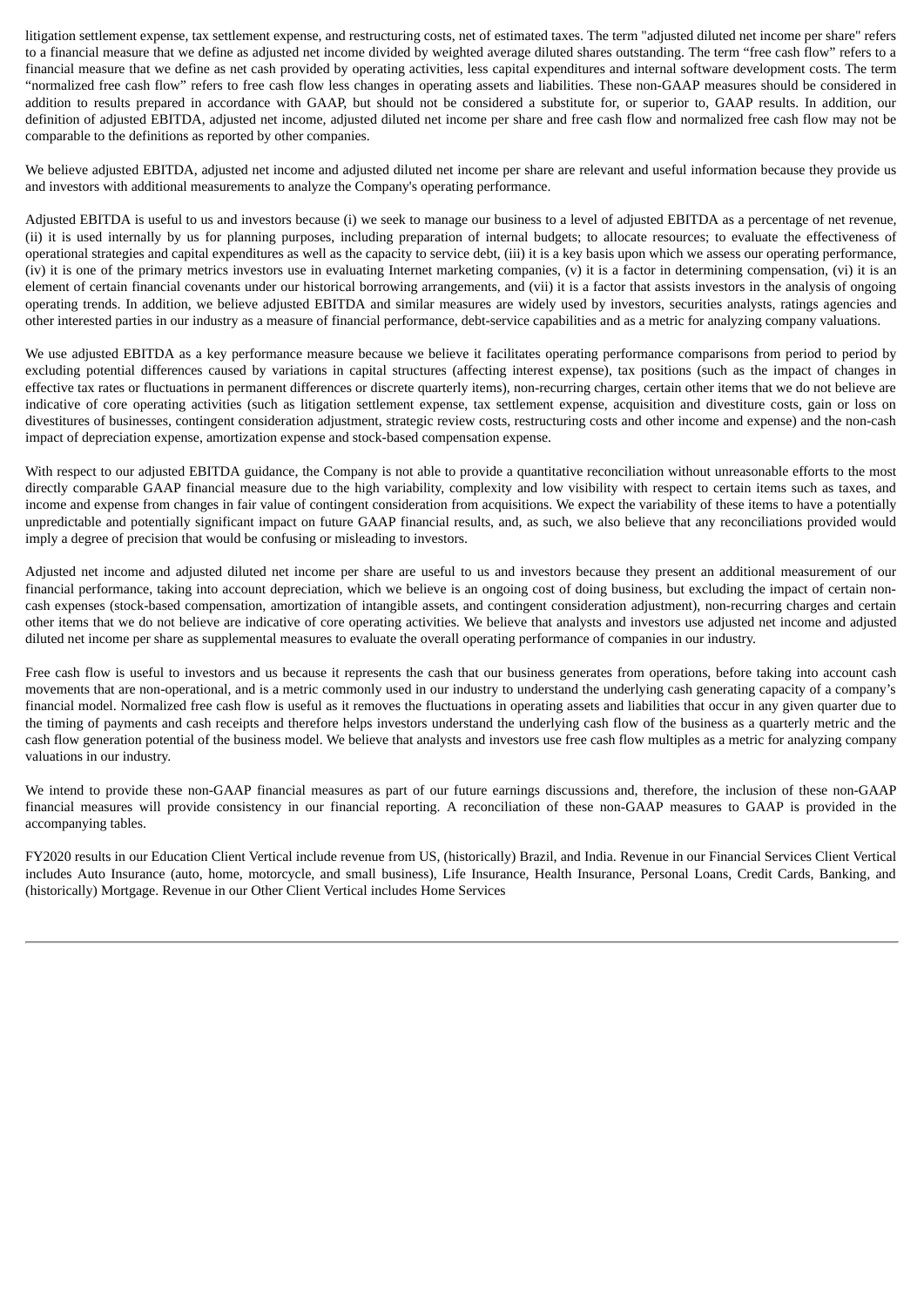litigation settlement expense, tax settlement expense, and restructuring costs, net of estimated taxes. The term "adjusted diluted net income per share" refers to a financial measure that we define as adjusted net income divided by weighted average diluted shares outstanding. The term "free cash flow" refers to a financial measure that we define as net cash provided by operating activities, less capital expenditures and internal software development costs. The term "normalized free cash flow" refers to free cash flow less changes in operating assets and liabilities. These non-GAAP measures should be considered in addition to results prepared in accordance with GAAP, but should not be considered a substitute for, or superior to, GAAP results. In addition, our definition of adjusted EBITDA, adjusted net income, adjusted diluted net income per share and free cash flow and normalized free cash flow may not be comparable to the definitions as reported by other companies.

We believe adjusted EBITDA, adjusted net income and adjusted diluted net income per share are relevant and useful information because they provide us and investors with additional measurements to analyze the Company's operating performance.

Adjusted EBITDA is useful to us and investors because (i) we seek to manage our business to a level of adjusted EBITDA as a percentage of net revenue, (ii) it is used internally by us for planning purposes, including preparation of internal budgets; to allocate resources; to evaluate the effectiveness of operational strategies and capital expenditures as well as the capacity to service debt, (iii) it is a key basis upon which we assess our operating performance, (iv) it is one of the primary metrics investors use in evaluating Internet marketing companies, (v) it is a factor in determining compensation, (vi) it is an element of certain financial covenants under our historical borrowing arrangements, and (vii) it is a factor that assists investors in the analysis of ongoing operating trends. In addition, we believe adjusted EBITDA and similar measures are widely used by investors, securities analysts, ratings agencies and other interested parties in our industry as a measure of financial performance, debt-service capabilities and as a metric for analyzing company valuations.

We use adjusted EBITDA as a key performance measure because we believe it facilitates operating performance comparisons from period to period by excluding potential differences caused by variations in capital structures (affecting interest expense), tax positions (such as the impact of changes in effective tax rates or fluctuations in permanent differences or discrete quarterly items), non-recurring charges, certain other items that we do not believe are indicative of core operating activities (such as litigation settlement expense, tax settlement expense, acquisition and divestiture costs, gain or loss on divestitures of businesses, contingent consideration adjustment, strategic review costs, restructuring costs and other income and expense) and the non-cash impact of depreciation expense, amortization expense and stock-based compensation expense.

With respect to our adjusted EBITDA guidance, the Company is not able to provide a quantitative reconciliation without unreasonable efforts to the most directly comparable GAAP financial measure due to the high variability, complexity and low visibility with respect to certain items such as taxes, and income and expense from changes in fair value of contingent consideration from acquisitions. We expect the variability of these items to have a potentially unpredictable and potentially significant impact on future GAAP financial results, and, as such, we also believe that any reconciliations provided would imply a degree of precision that would be confusing or misleading to investors.

Adjusted net income and adjusted diluted net income per share are useful to us and investors because they present an additional measurement of our financial performance, taking into account depreciation, which we believe is an ongoing cost of doing business, but excluding the impact of certain non-cash expenses (stock-based compensation, amortization of intangible assets, and contingent consideration adjustment), non-recurring charges and certain other items that we do not believe are indicative of core operating activities. We believe that analysts and investors use adjusted net income and adjusted diluted net income per share as supplemental measures to evaluate the overall operating performance of companies in our industry.

Free cash flow is useful to investors and us because it represents the cash that our business generates from operations, before taking into account cash movements that are non-operational, and is a metric commonly used in our industry to understand the underlying cash generating capacity of a company's financial model. Normalized free cash flow is useful as it removes the fluctuations in operating assets and liabilities that occur in any given quarter due to the timing of payments and cash receipts and therefore helps investors understand the underlying cash flow of the business as a quarterly metric and the cash flow generation potential of the business model. We believe that analysts and investors use free cash flow multiples as a metric for analyzing company valuations in our industry.

We intend to provide these non-GAAP financial measures as part of our future earnings discussions and, therefore, the inclusion of these non-GAAP financial measures will provide consistency in our financial reporting. A reconciliation of these non-GAAP measures to GAAP is provided in the accompanying tables.

FY2020 results in our Education Client Vertical include revenue from US, (historically) Brazil, and India. Revenue in our Financial Services Client Vertical includes Auto Insurance (auto, home, motorcycle, and small business), Life Insurance, Health Insurance, Personal Loans, Credit Cards, Banking, and (historically) Mortgage. Revenue in our Other Client Vertical includes Home Services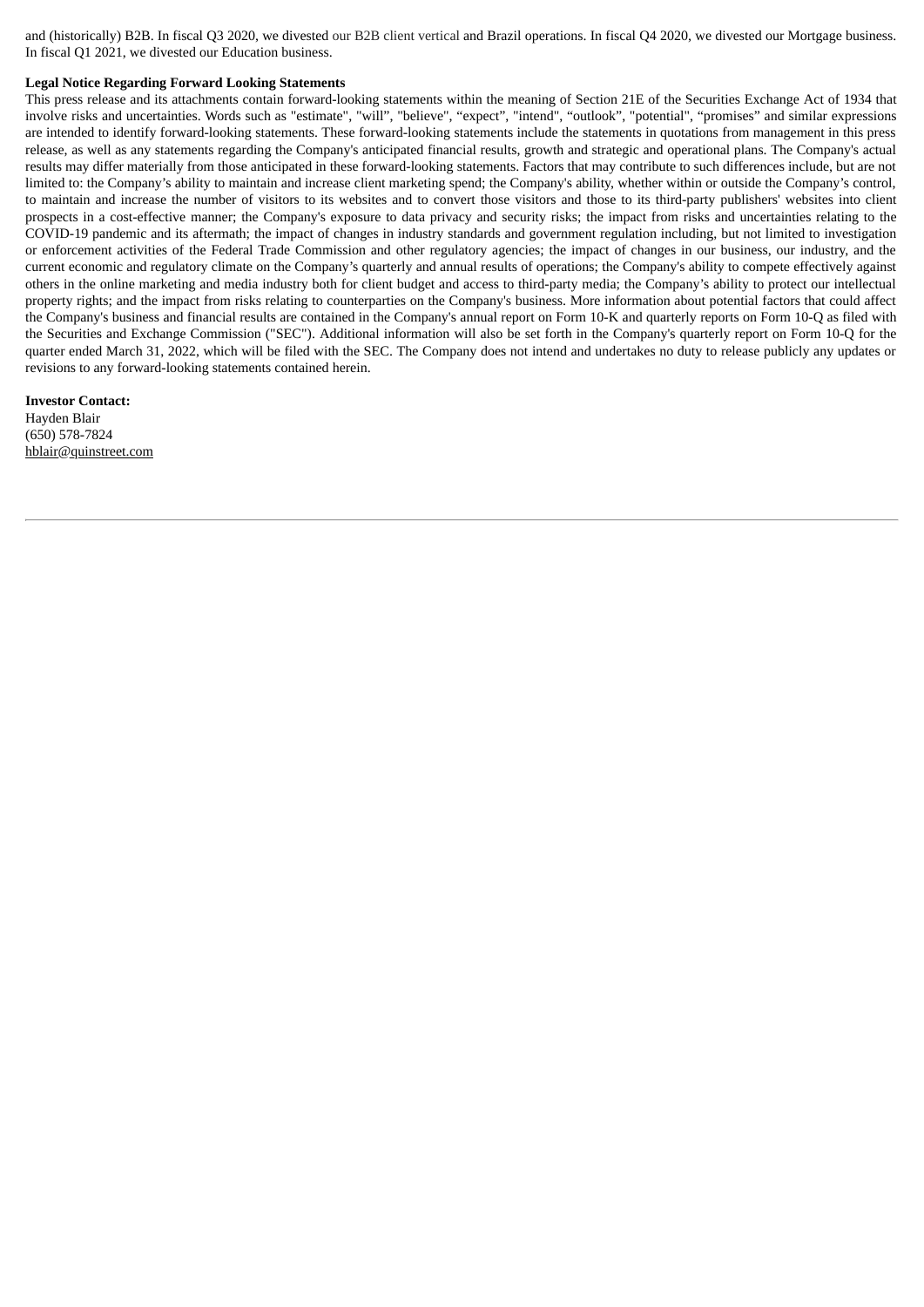and (historically) B2B. In fiscal Q3 2020, we divested our B2B client vertical and Brazil operations. In fiscal Q4 2020, we divested our Mortgage business. In fiscal Q1 2021, we divested our Education business.

**Legal Notice Regarding Forward Looking Statements**

This press release and its attachments contain forward-looking statements within the meaning of Section 21E of the Securities Exchange Act of 1934 that involve risks and uncertainties. Words such as "estimate", "will", "believe", "expect", "intend", "outlook", "potential", "promises" and similar expressions are intended to identify forward-looking statements. These forward-looking statements include the statements in quotations from management in this press release, as well as any statements regarding the Company's anticipated financial results, growth and strategic and operational plans. The Company's actual results may differ materially from those anticipated in these forward-looking statements. Factors that may contribute to such differences include, but are not limited to: the Company's ability to maintain and increase client marketing spend; the Company's ability, whether within or outside the Company's control, to maintain and increase the number of visitors to its websites and to convert those visitors and those to its third-party publishers' websites into client prospects in a cost-effective manner; the Company's exposure to data privacy and security risks; the impact from risks and uncertainties relating to the COVID-19 pandemic and its aftermath; the impact of changes in industry standards and government regulation including, but not limited to investigation or enforcement activities of the Federal Trade Commission and other regulatory agencies; the impact of changes in our business, our industry, and the current economic and regulatory climate on the Company's quarterly and annual results of operations; the Company's ability to compete effectively against others in the online marketing and media industry both for client budget and access to third-party media; the Company's ability to protect our intellectual property rights; and the impact from risks relating to counterparties on the Company's business. More information about potential factors that could affect the Company's business and financial results are contained in the Company's annual report on Form 10-K and quarterly reports on Form 10-Q as filed with the Securities and Exchange Commission ("SEC"). Additional information will also be set forth in the Company's quarterly report on Form 10-Q for the quarter ended March 31, 2022, which will be filed with the SEC. The Company does not intend and undertakes no duty to release publicly any updates or revisions to any forward-looking statements contained herein.

**Investor Contact:**
Hayden Blair
(650) 578-7824
hblair@quinstreet.com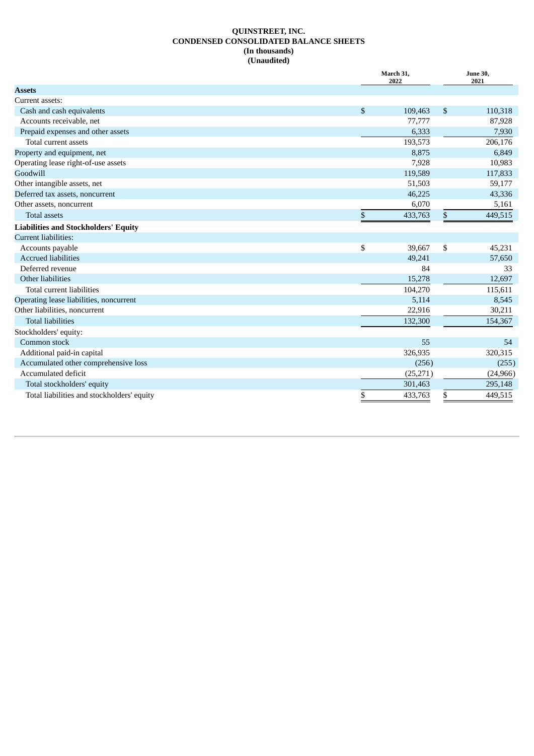**QUINSTREET, INC.**
**CONDENSED CONSOLIDATED BALANCE SHEETS**
**(In thousands)**
**(Unaudited)**

| | March 31, 2022 | June 30, 2021 |
|---|---|---|
| **Assets** | | |
| Current assets: | | |
| Cash and cash equivalents | $ 109,463 | $ 110,318 |
| Accounts receivable, net | 77,777 | 87,928 |
| Prepaid expenses and other assets | 6,333 | 7,930 |
| Total current assets | 193,573 | 206,176 |
| Property and equipment, net | 8,875 | 6,849 |
| Operating lease right-of-use assets | 7,928 | 10,983 |
| Goodwill | 119,589 | 117,833 |
| Other intangible assets, net | 51,503 | 59,177 |
| Deferred tax assets, noncurrent | 46,225 | 43,336 |
| Other assets, noncurrent | 6,070 | 5,161 |
| Total assets | $ 433,763 | $ 449,515 |
| **Liabilities and Stockholders' Equity** | | |
| Current liabilities: | | |
| Accounts payable | $ 39,667 | $ 45,231 |
| Accrued liabilities | 49,241 | 57,650 |
| Deferred revenue | 84 | 33 |
| Other liabilities | 15,278 | 12,697 |
| Total current liabilities | 104,270 | 115,611 |
| Operating lease liabilities, noncurrent | 5,114 | 8,545 |
| Other liabilities, noncurrent | 22,916 | 30,211 |
| Total liabilities | 132,300 | 154,367 |
| Stockholders' equity: | | |
| Common stock | 55 | 54 |
| Additional paid-in capital | 326,935 | 320,315 |
| Accumulated other comprehensive loss | (256) | (255) |
| Accumulated deficit | (25,271) | (24,966) |
| Total stockholders' equity | 301,463 | 295,148 |
| Total liabilities and stockholders' equity | $ 433,763 | $ 449,515 |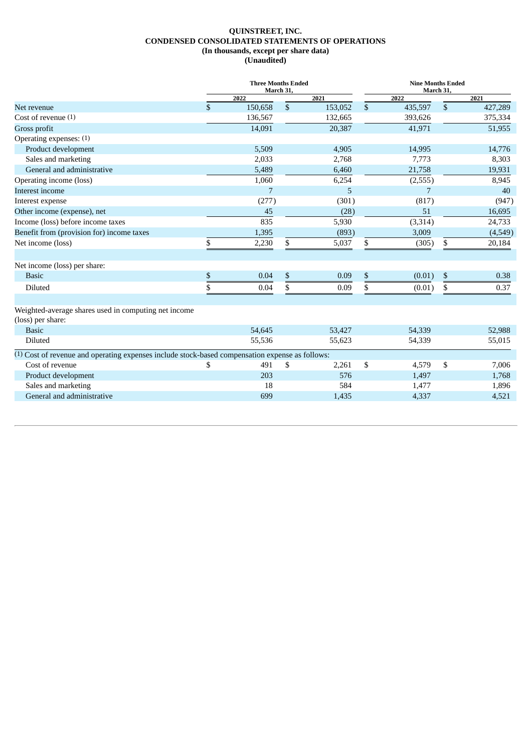**QUINSTREET, INC.**
**CONDENSED CONSOLIDATED STATEMENTS OF OPERATIONS**
**(In thousands, except per share data)**
**(Unaudited)**

| | Three Months Ended March 31, | | Nine Months Ended March 31, | |
|---|---|---|---|---|
| | 2022 | 2021 | 2022 | 2021 |
| Net revenue | $ 150,658 | $ 153,052 | $ 435,597 | $ 427,289 |
| Cost of revenue (1) | 136,567 | 132,665 | 393,626 | 375,334 |
| Gross profit | 14,091 | 20,387 | 41,971 | 51,955 |
| Operating expenses: (1) | | | | |
| Product development | 5,509 | 4,905 | 14,995 | 14,776 |
| Sales and marketing | 2,033 | 2,768 | 7,773 | 8,303 |
| General and administrative | 5,489 | 6,460 | 21,758 | 19,931 |
| Operating income (loss) | 1,060 | 6,254 | (2,555) | 8,945 |
| Interest income | 7 | 5 | 7 | 40 |
| Interest expense | (277) | (301) | (817) | (947) |
| Other income (expense), net | 45 | (28) | 51 | 16,695 |
| Income (loss) before income taxes | 835 | 5,930 | (3,314) | 24,733 |
| Benefit from (provision for) income taxes | 1,395 | (893) | 3,009 | (4,549) |
| Net income (loss) | $ 2,230 | $ 5,037 | $ (305) | $ 20,184 |
| | | | | |
| Net income (loss) per share: | | | | |
| Basic | $ 0.04 | $ 0.09 | $ (0.01) | $ 0.38 |
| Diluted | $ 0.04 | $ 0.09 | $ (0.01) | $ 0.37 |
| | | | | |
| Weighted-average shares used in computing net income (loss) per share: | | | | |
| Basic | 54,645 | 53,427 | 54,339 | 52,988 |
| Diluted | 55,536 | 55,623 | 54,339 | 55,015 |
| (1) Cost of revenue and operating expenses include stock-based compensation expense as follows: | | | | |
| Cost of revenue | $ 491 | $ 2,261 | $ 4,579 | $ 7,006 |
| Product development | 203 | 576 | 1,497 | 1,768 |
| Sales and marketing | 18 | 584 | 1,477 | 1,896 |
| General and administrative | 699 | 1,435 | 4,337 | 4,521 |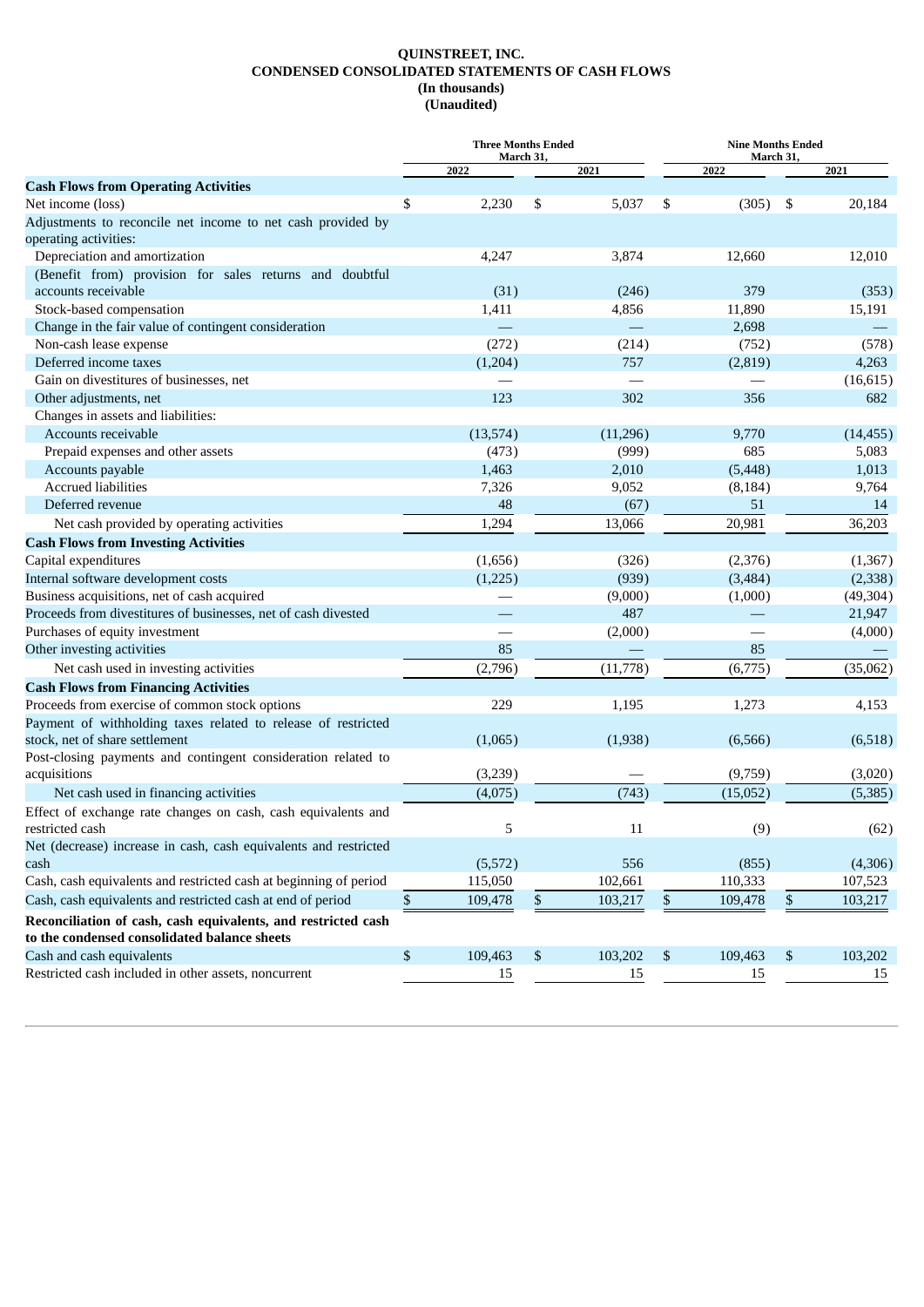**QUINSTREET, INC.**
**CONDENSED CONSOLIDATED STATEMENTS OF CASH FLOWS**
**(In thousands)**
**(Unaudited)**

| | Three Months Ended March 31, | | Nine Months Ended March 31, | |
|---|---|---|---|---|
| | 2022 | 2021 | 2022 | 2021 |
| **Cash Flows from Operating Activities** | | | | |
| Net income (loss) | $ 2,230 | $ 5,037 | $ (305) | $ 20,184 |
| Adjustments to reconcile net income to net cash provided by operating activities: | | | | |
| Depreciation and amortization | 4,247 | 3,874 | 12,660 | 12,010 |
| (Benefit from) provision for sales returns and doubtful accounts receivable | (31) | (246) | 379 | (353) |
| Stock-based compensation | 1,411 | 4,856 | 11,890 | 15,191 |
| Change in the fair value of contingent consideration | — | — | 2,698 | — |
| Non-cash lease expense | (272) | (214) | (752) | (578) |
| Deferred income taxes | (1,204) | 757 | (2,819) | 4,263 |
| Gain on divestitures of businesses, net | — | — | — | (16,615) |
| Other adjustments, net | 123 | 302 | 356 | 682 |
| Changes in assets and liabilities: | | | | |
| Accounts receivable | (13,574) | (11,296) | 9,770 | (14,455) |
| Prepaid expenses and other assets | (473) | (999) | 685 | 5,083 |
| Accounts payable | 1,463 | 2,010 | (5,448) | 1,013 |
| Accrued liabilities | 7,326 | 9,052 | (8,184) | 9,764 |
| Deferred revenue | 48 | (67) | 51 | 14 |
| Net cash provided by operating activities | 1,294 | 13,066 | 20,981 | 36,203 |
| **Cash Flows from Investing Activities** | | | | |
| Capital expenditures | (1,656) | (326) | (2,376) | (1,367) |
| Internal software development costs | (1,225) | (939) | (3,484) | (2,338) |
| Business acquisitions, net of cash acquired | — | (9,000) | (1,000) | (49,304) |
| Proceeds from divestitures of businesses, net of cash divested | — | 487 | — | 21,947 |
| Purchases of equity investment | — | (2,000) | — | (4,000) |
| Other investing activities | 85 | — | 85 | — |
| Net cash used in investing activities | (2,796) | (11,778) | (6,775) | (35,062) |
| **Cash Flows from Financing Activities** | | | | |
| Proceeds from exercise of common stock options | 229 | 1,195 | 1,273 | 4,153 |
| Payment of withholding taxes related to release of restricted stock, net of share settlement | (1,065) | (1,938) | (6,566) | (6,518) |
| Post-closing payments and contingent consideration related to acquisitions | (3,239) | — | (9,759) | (3,020) |
| Net cash used in financing activities | (4,075) | (743) | (15,052) | (5,385) |
| Effect of exchange rate changes on cash, cash equivalents and restricted cash | 5 | 11 | (9) | (62) |
| Net (decrease) increase in cash, cash equivalents and restricted cash | (5,572) | 556 | (855) | (4,306) |
| Cash, cash equivalents and restricted cash at beginning of period | 115,050 | 102,661 | 110,333 | 107,523 |
| Cash, cash equivalents and restricted cash at end of period | $ 109,478 | $ 103,217 | $ 109,478 | $ 103,217 |
| **Reconciliation of cash, cash equivalents, and restricted cash to the condensed consolidated balance sheets** | | | | |
| Cash and cash equivalents | $ 109,463 | $ 103,202 | $ 109,463 | $ 103,202 |
| Restricted cash included in other assets, noncurrent | 15 | 15 | 15 | 15 |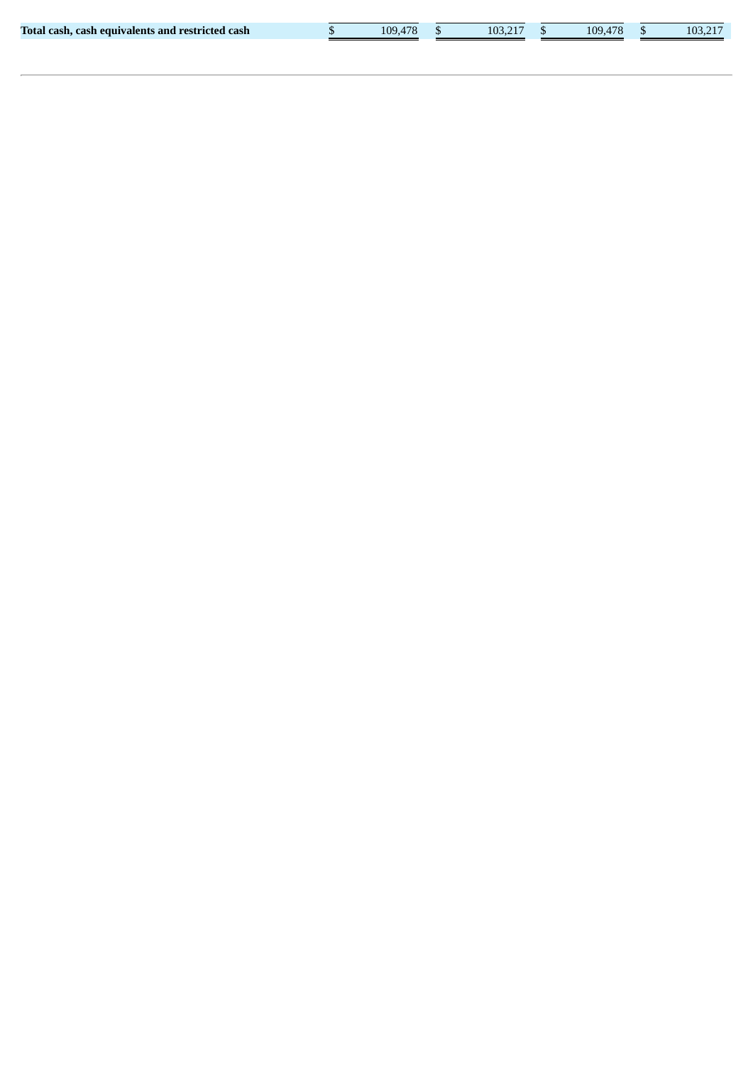| Total cash, cash equivalents and restricted cash | $ 109,478 | $ 103,217 | $ 109,478 | $ 103,217 |
|---|---|---|---|---|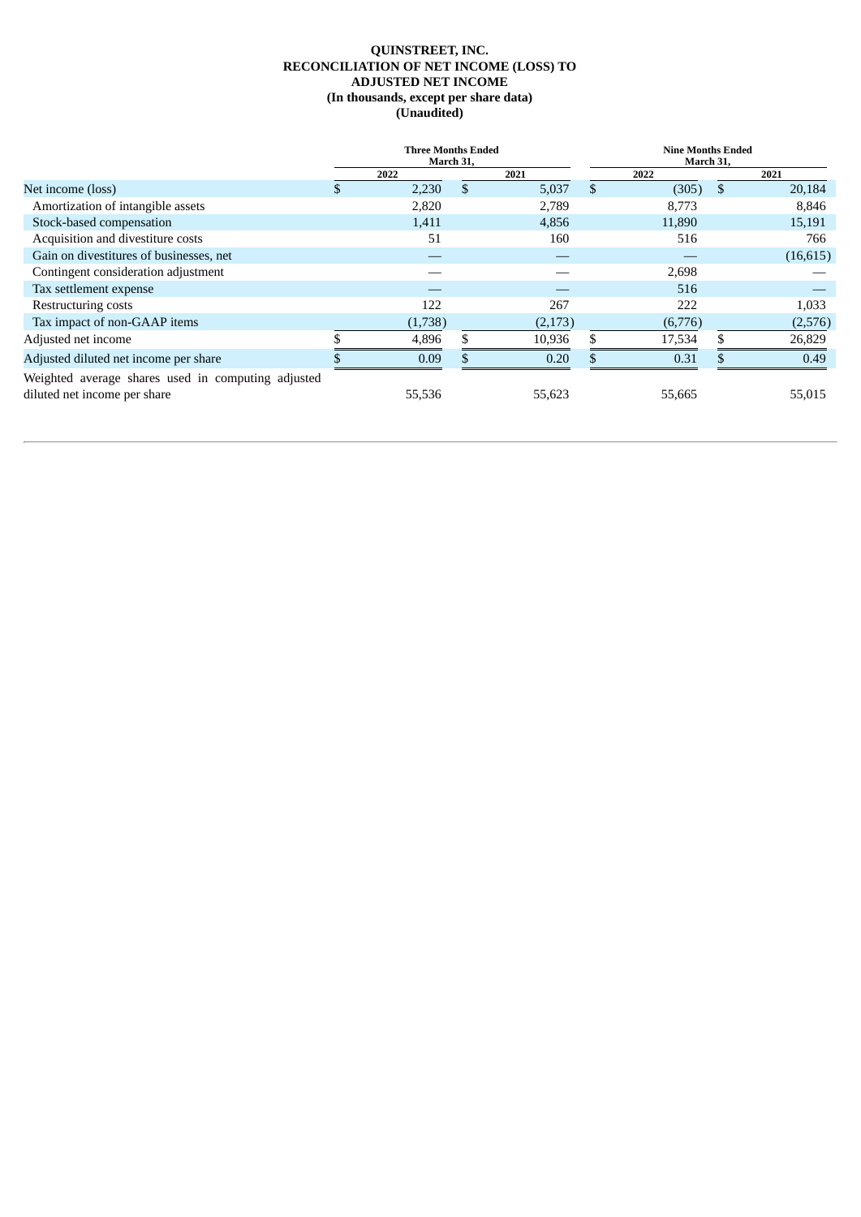**QUINSTREET, INC.**
**RECONCILIATION OF NET INCOME (LOSS) TO**
**ADJUSTED NET INCOME**
**(In thousands, except per share data)**
**(Unaudited)**

| | Three Months Ended March 31, | | Nine Months Ended March 31, | |
|---|---|---|---|---|
| | 2022 | 2021 | 2022 | 2021 |
| Net income (loss) | $ 2,230 | $ 5,037 | $ (305) | $ 20,184 |
| Amortization of intangible assets | 2,820 | 2,789 | 8,773 | 8,846 |
| Stock-based compensation | 1,411 | 4,856 | 11,890 | 15,191 |
| Acquisition and divestiture costs | 51 | 160 | 516 | 766 |
| Gain on divestitures of businesses, net | — | — | — | (16,615) |
| Contingent consideration adjustment | — | — | 2,698 | — |
| Tax settlement expense | — | — | 516 | — |
| Restructuring costs | 122 | 267 | 222 | 1,033 |
| Tax impact of non-GAAP items | (1,738) | (2,173) | (6,776) | (2,576) |
| Adjusted net income | $ 4,896 | $ 10,936 | $ 17,534 | $ 26,829 |
| Adjusted diluted net income per share | $ 0.09 | $ 0.20 | $ 0.31 | $ 0.49 |
| Weighted average shares used in computing adjusted diluted net income per share | 55,536 | 55,623 | 55,665 | 55,015 |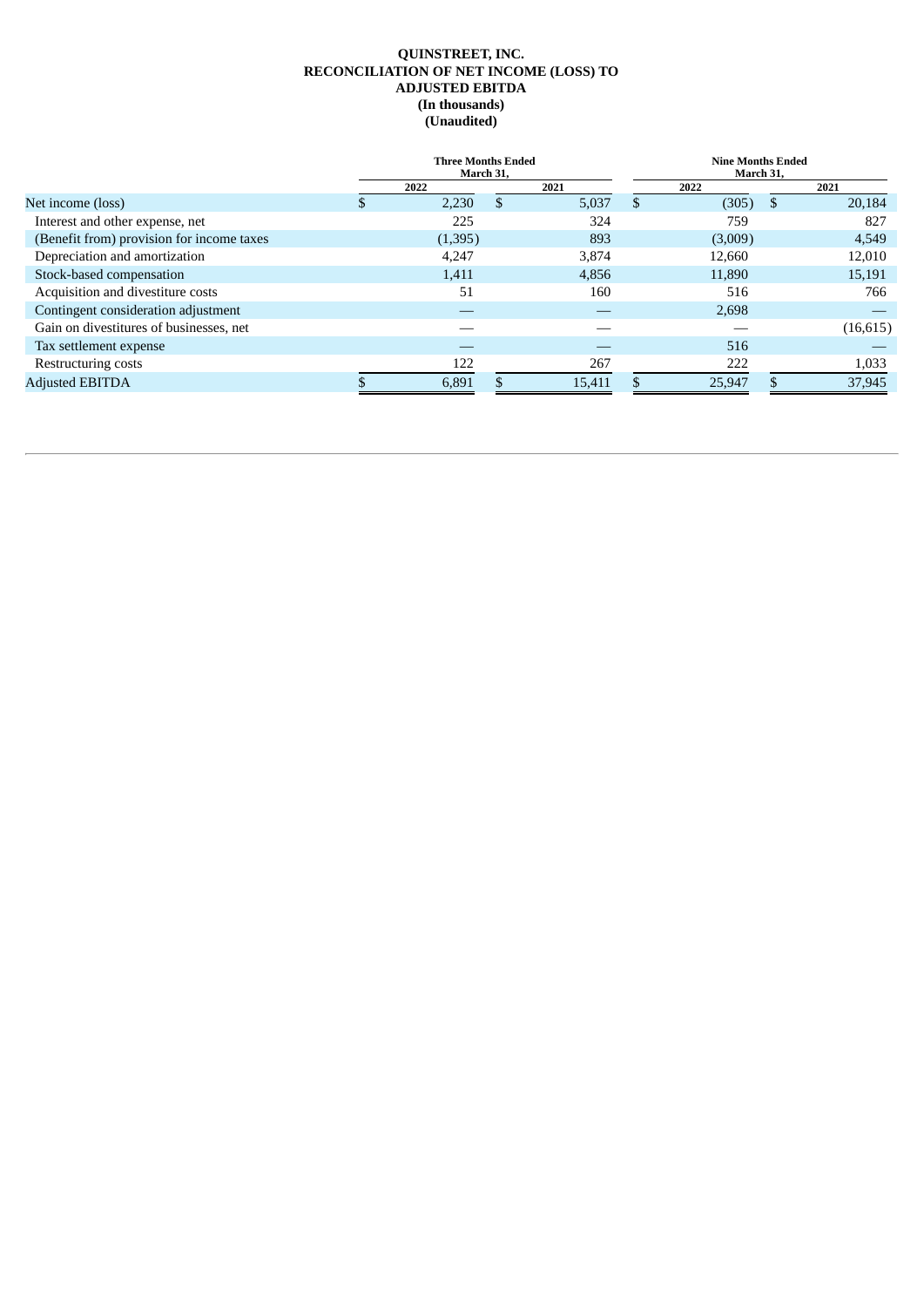**QUINSTREET, INC.**
**RECONCILIATION OF NET INCOME (LOSS) TO**
**ADJUSTED EBITDA**
**(In thousands)**
**(Unaudited)**

| | Three Months Ended March 31, | | Nine Months Ended March 31, | |
|---|---|---|---|---|
| | 2022 | 2021 | 2022 | 2021 |
| Net income (loss) | $ 2,230 | $ 5,037 | $ (305) | $ 20,184 |
| Interest and other expense, net | 225 | 324 | 759 | 827 |
| (Benefit from) provision for income taxes | (1,395) | 893 | (3,009) | 4,549 |
| Depreciation and amortization | 4,247 | 3,874 | 12,660 | 12,010 |
| Stock-based compensation | 1,411 | 4,856 | 11,890 | 15,191 |
| Acquisition and divestiture costs | 51 | 160 | 516 | 766 |
| Contingent consideration adjustment | — | — | 2,698 | — |
| Gain on divestitures of businesses, net | — | — | — | (16,615) |
| Tax settlement expense | — | — | 516 | — |
| Restructuring costs | 122 | 267 | 222 | 1,033 |
| Adjusted EBITDA | $ 6,891 | $ 15,411 | $ 25,947 | $ 37,945 |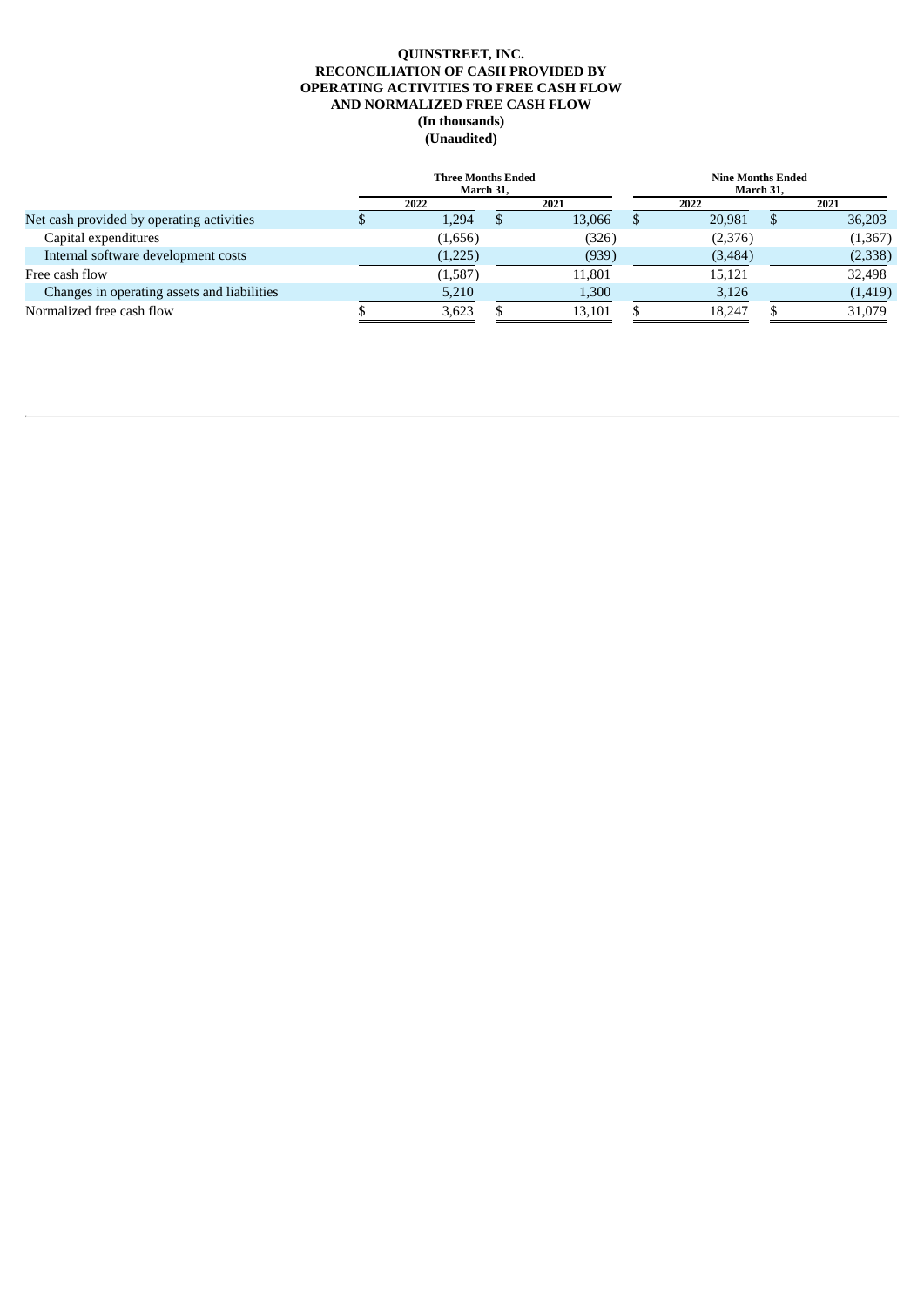**QUINSTREET, INC.**
**RECONCILIATION OF CASH PROVIDED BY OPERATING ACTIVITIES TO FREE CASH FLOW AND NORMALIZED FREE CASH FLOW**
**(In thousands)**
**(Unaudited)**

| | Three Months Ended March 31, | | Nine Months Ended March 31, | |
|---|---|---|---|---|
| | 2022 | 2021 | 2022 | 2021 |
| Net cash provided by operating activities | $ 1,294 | $ 13,066 | $ 20,981 | $ 36,203 |
| Capital expenditures | (1,656) | (326) | (2,376) | (1,367) |
| Internal software development costs | (1,225) | (939) | (3,484) | (2,338) |
| Free cash flow | (1,587) | 11,801 | 15,121 | 32,498 |
| Changes in operating assets and liabilities | 5,210 | 1,300 | 3,126 | (1,419) |
| Normalized free cash flow | $ 3,623 | $ 13,101 | $ 18,247 | $ 31,079 |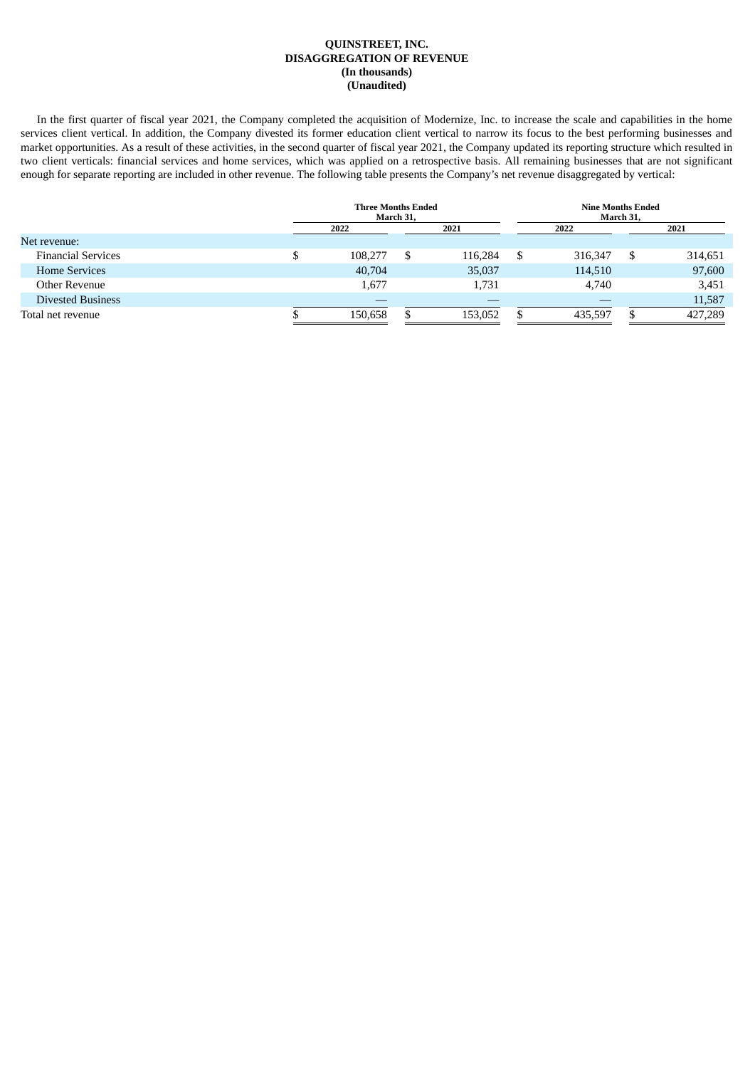**QUINSTREET, INC.**
**DISAGGREGATION OF REVENUE**
**(In thousands)**
**(Unaudited)**

In the first quarter of fiscal year 2021, the Company completed the acquisition of Modernize, Inc. to increase the scale and capabilities in the home services client vertical. In addition, the Company divested its former education client vertical to narrow its focus to the best performing businesses and market opportunities. As a result of these activities, in the second quarter of fiscal year 2021, the Company updated its reporting structure which resulted in two client verticals: financial services and home services, which was applied on a retrospective basis. All remaining businesses that are not significant enough for separate reporting are included in other revenue. The following table presents the Company's net revenue disaggregated by vertical:

| | Three Months Ended March 31, | | Nine Months Ended March 31, | |
|---|---|---|---|---|
| | 2022 | 2021 | 2022 | 2021 |
| Net revenue: | | | | |
| Financial Services | $ 108,277 | $ 116,284 | $ 316,347 | $ 314,651 |
| Home Services | 40,704 | 35,037 | 114,510 | 97,600 |
| Other Revenue | 1,677 | 1,731 | 4,740 | 3,451 |
| Divested Business | — | — | — | 11,587 |
| Total net revenue | $ 150,658 | $ 153,052 | $ 435,597 | $ 427,289 |